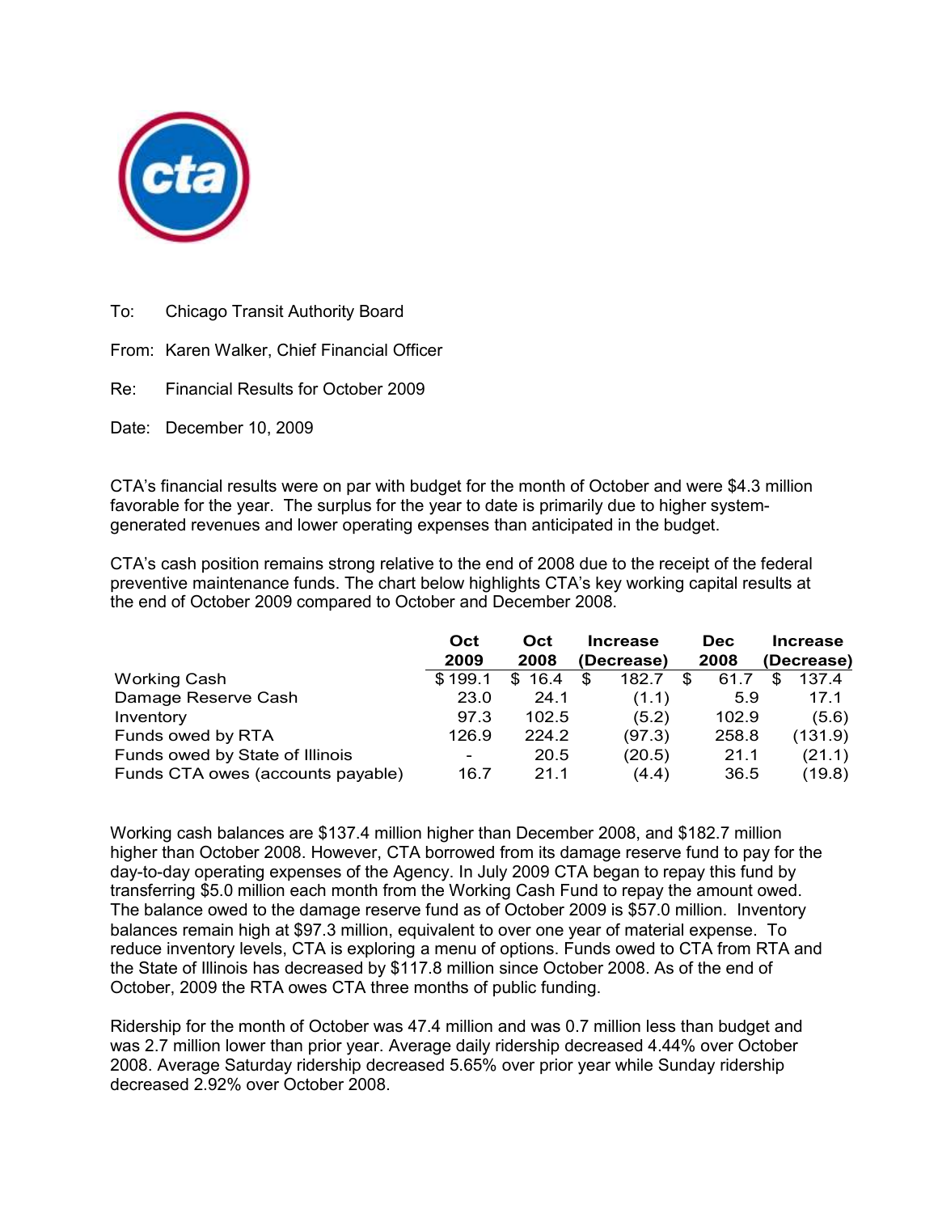To: Chicago Transit Authority Board

From: Karen Walker, Chief Financial Officer

Re: Financial Results for October 2009

Date: December 10, 2009

CTA's financial results were on par with budget for the month of October and were $4.3 million favorable for the year. The surplus for the year to date is primarily due to higher system-generated revenues and lower operating expenses than anticipated in the budget.

CTA's cash position remains strong relative to the end of 2008 due to the receipt of the federal preventive maintenance funds. The chart below highlights CTA's key working capital results at the end of October 2009 compared to October and December 2008.

| | Oct 2009 | Oct 2008 | Increase (Decrease) | Dec 2008 | Increase (Decrease) |
|---|---|---|---|---|---|
| Working Cash | $ 199.1 | $ 16.4 | $ 182.7 | $ 61.7 | $ 137.4 |
| Damage Reserve Cash | 23.0 | 24.1 | (1.1) | 5.9 | 17.1 |
| Inventory | 97.3 | 102.5 | (5.2) | 102.9 | (5.6) |
| Funds owed by RTA | 126.9 | 224.2 | (97.3) | 258.8 | (131.9) |
| Funds owed by State of Illinois | - | 20.5 | (20.5) | 21.1 | (21.1) |
| Funds CTA owes (accounts payable) | 16.7 | 21.1 | (4.4) | 36.5 | (19.8) |

Working cash balances are $137.4 million higher than December 2008, and $182.7 million higher than October 2008. However, CTA borrowed from its damage reserve fund to pay for the day-to-day operating expenses of the Agency. In July 2009 CTA began to repay this fund by transferring $5.0 million each month from the Working Cash Fund to repay the amount owed. The balance owed to the damage reserve fund as of October 2009 is $57.0 million. Inventory balances remain high at $97.3 million, equivalent to over one year of material expense. To reduce inventory levels, CTA is exploring a menu of options. Funds owed to CTA from RTA and the State of Illinois has decreased by $117.8 million since October 2008. As of the end of October, 2009 the RTA owes CTA three months of public funding.

Ridership for the month of October was 47.4 million and was 0.7 million less than budget and was 2.7 million lower than prior year. Average daily ridership decreased 4.44% over October 2008. Average Saturday ridership decreased 5.65% over prior year while Sunday ridership decreased 2.92% over October 2008.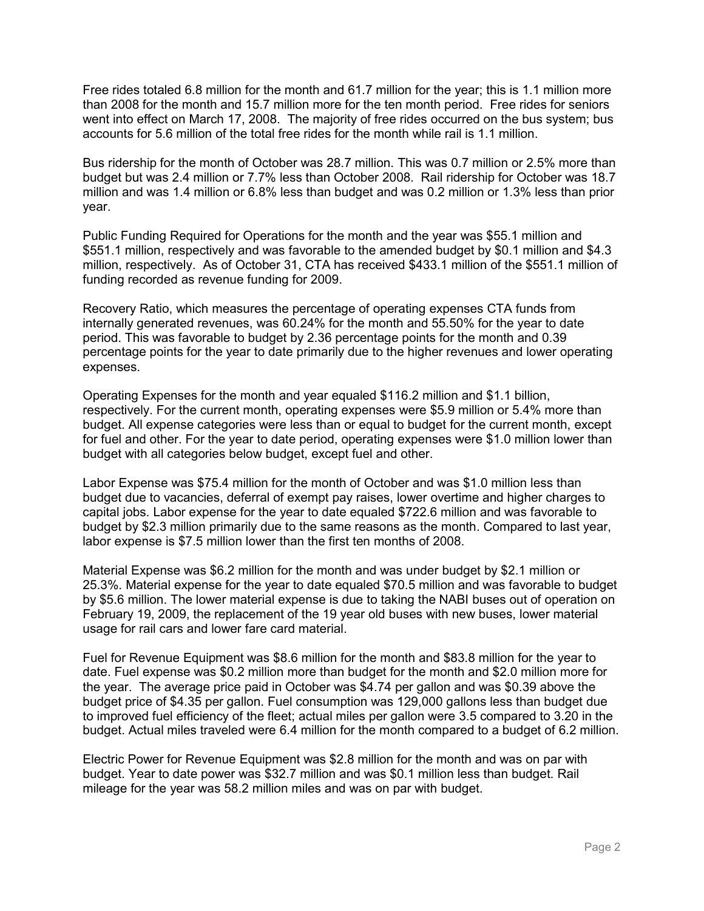Free rides totaled 6.8 million for the month and 61.7 million for the year; this is 1.1 million more than 2008 for the month and 15.7 million more for the ten month period. Free rides for seniors went into effect on March 17, 2008. The majority of free rides occurred on the bus system; bus accounts for 5.6 million of the total free rides for the month while rail is 1.1 million.

Bus ridership for the month of October was 28.7 million. This was 0.7 million or 2.5% more than budget but was 2.4 million or 7.7% less than October 2008. Rail ridership for October was 18.7 million and was 1.4 million or 6.8% less than budget and was 0.2 million or 1.3% less than prior year.

Public Funding Required for Operations for the month and the year was $55.1 million and $551.1 million, respectively and was favorable to the amended budget by $0.1 million and $4.3 million, respectively. As of October 31, CTA has received $433.1 million of the $551.1 million of funding recorded as revenue funding for 2009.

Recovery Ratio, which measures the percentage of operating expenses CTA funds from internally generated revenues, was 60.24% for the month and 55.50% for the year to date period. This was favorable to budget by 2.36 percentage points for the month and 0.39 percentage points for the year to date primarily due to the higher revenues and lower operating expenses.

Operating Expenses for the month and year equaled $116.2 million and $1.1 billion, respectively. For the current month, operating expenses were $5.9 million or 5.4% more than budget. All expense categories were less than or equal to budget for the current month, except for fuel and other. For the year to date period, operating expenses were $1.0 million lower than budget with all categories below budget, except fuel and other.

Labor Expense was $75.4 million for the month of October and was $1.0 million less than budget due to vacancies, deferral of exempt pay raises, lower overtime and higher charges to capital jobs. Labor expense for the year to date equaled $722.6 million and was favorable to budget by $2.3 million primarily due to the same reasons as the month. Compared to last year, labor expense is $7.5 million lower than the first ten months of 2008.

Material Expense was $6.2 million for the month and was under budget by $2.1 million or 25.3%. Material expense for the year to date equaled $70.5 million and was favorable to budget by $5.6 million. The lower material expense is due to taking the NABI buses out of operation on February 19, 2009, the replacement of the 19 year old buses with new buses, lower material usage for rail cars and lower fare card material.

Fuel for Revenue Equipment was $8.6 million for the month and $83.8 million for the year to date. Fuel expense was $0.2 million more than budget for the month and $2.0 million more for the year. The average price paid in October was $4.74 per gallon and was $0.39 above the budget price of $4.35 per gallon. Fuel consumption was 129,000 gallons less than budget due to improved fuel efficiency of the fleet; actual miles per gallon were 3.5 compared to 3.20 in the budget. Actual miles traveled were 6.4 million for the month compared to a budget of 6.2 million.

Electric Power for Revenue Equipment was $2.8 million for the month and was on par with budget. Year to date power was $32.7 million and was $0.1 million less than budget. Rail mileage for the year was 58.2 million miles and was on par with budget.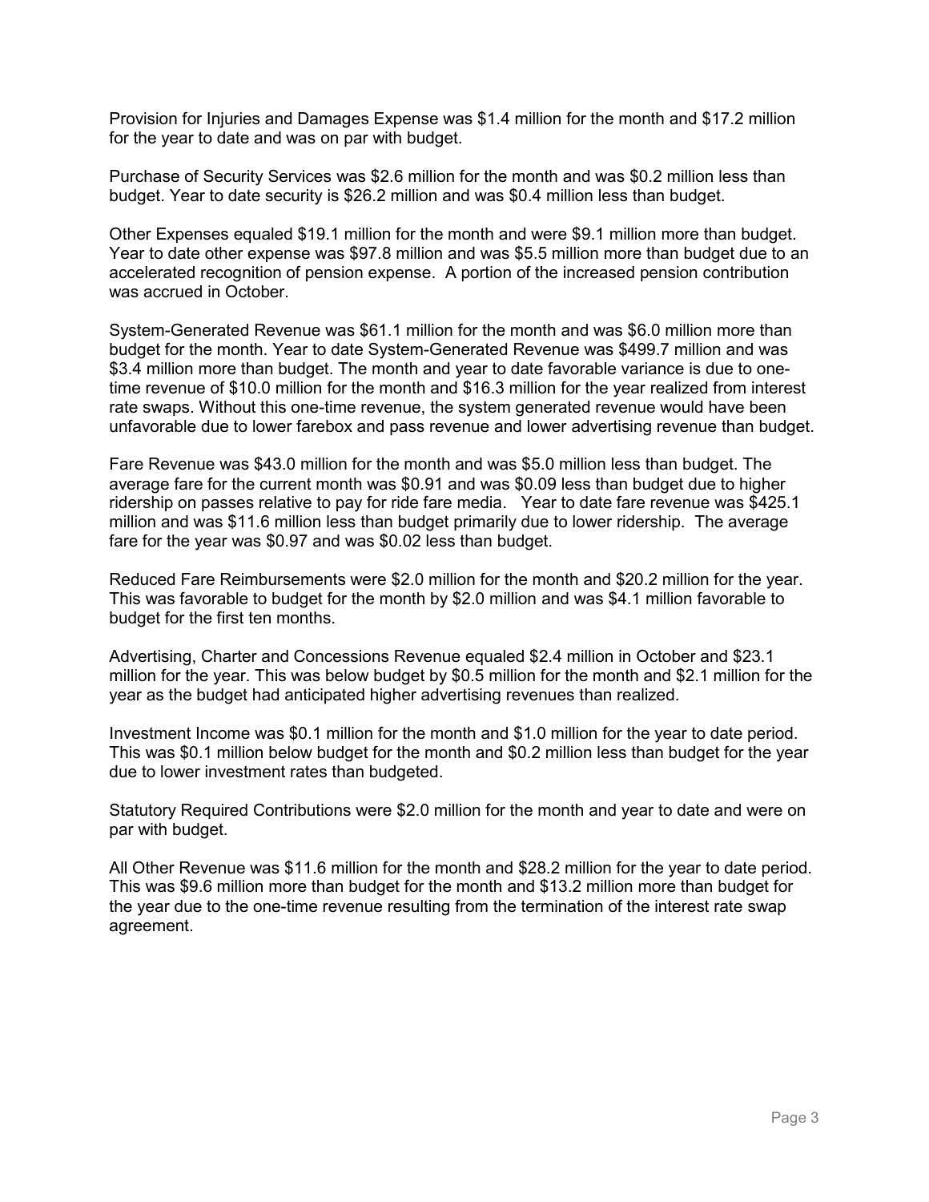Provision for Injuries and Damages Expense was $1.4 million for the month and $17.2 million for the year to date and was on par with budget.

Purchase of Security Services was $2.6 million for the month and was $0.2 million less than budget. Year to date security is $26.2 million and was $0.4 million less than budget.

Other Expenses equaled $19.1 million for the month and were $9.1 million more than budget. Year to date other expense was $97.8 million and was $5.5 million more than budget due to an accelerated recognition of pension expense. A portion of the increased pension contribution was accrued in October.

System-Generated Revenue was $61.1 million for the month and was $6.0 million more than budget for the month. Year to date System-Generated Revenue was $499.7 million and was $3.4 million more than budget. The month and year to date favorable variance is due to one-time revenue of $10.0 million for the month and $16.3 million for the year realized from interest rate swaps. Without this one-time revenue, the system generated revenue would have been unfavorable due to lower farebox and pass revenue and lower advertising revenue than budget.

Fare Revenue was $43.0 million for the month and was $5.0 million less than budget. The average fare for the current month was $0.91 and was $0.09 less than budget due to higher ridership on passes relative to pay for ride fare media. Year to date fare revenue was $425.1 million and was $11.6 million less than budget primarily due to lower ridership. The average fare for the year was $0.97 and was $0.02 less than budget.

Reduced Fare Reimbursements were $2.0 million for the month and $20.2 million for the year. This was favorable to budget for the month by $2.0 million and was $4.1 million favorable to budget for the first ten months.

Advertising, Charter and Concessions Revenue equaled $2.4 million in October and $23.1 million for the year. This was below budget by $0.5 million for the month and $2.1 million for the year as the budget had anticipated higher advertising revenues than realized.

Investment Income was $0.1 million for the month and $1.0 million for the year to date period. This was $0.1 million below budget for the month and $0.2 million less than budget for the year due to lower investment rates than budgeted.

Statutory Required Contributions were $2.0 million for the month and year to date and were on par with budget.

All Other Revenue was $11.6 million for the month and $28.2 million for the year to date period. This was $9.6 million more than budget for the month and $13.2 million more than budget for the year due to the one-time revenue resulting from the termination of the interest rate swap agreement.